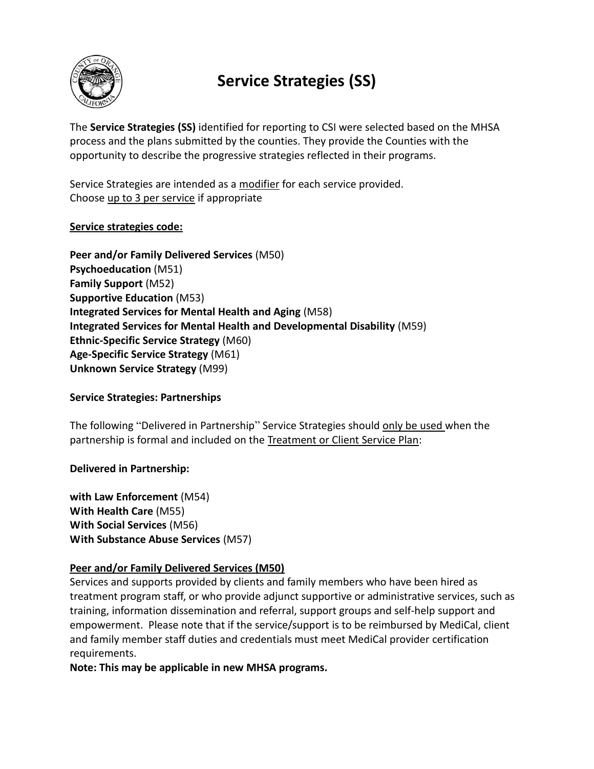# Service Strategies (SS)

The **Service Strategies (SS)** identified for reporting to CSI were selected based on the MHSA process and the plans submitted by the counties. They provide the Counties with the opportunity to describe the progressive strategies reflected in their programs.

Service Strategies are intended as a <u>modifier</u> for each service provided.
Choose <u>up to 3 per service</u> if appropriate

**<u>Service strategies code:</u>**

**Peer and/or Family Delivered Services** (M50)
**Psychoeducation** (M51)
**Family Support** (M52)
**Supportive Education** (M53)
**Integrated Services for Mental Health and Aging** (M58)
**Integrated Services for Mental Health and Developmental Disability** (M59)
**Ethnic-Specific Service Strategy** (M60)
**Age-Specific Service Strategy** (M61)
**Unknown Service Strategy** (M99)

**Service Strategies: Partnerships**

The following "Delivered in Partnership" Service Strategies should <u>only be used</u> when the partnership is formal and included on the <u>Treatment or Client Service Plan</u>:

**Delivered in Partnership:**

**with Law Enforcement** (M54)
**With Health Care** (M55)
**With Social Services** (M56)
**With Substance Abuse Services** (M57)

**<u>Peer and/or Family Delivered Services (M50)</u>**
Services and supports provided by clients and family members who have been hired as treatment program staff, or who provide adjunct supportive or administrative services, such as training, information dissemination and referral, support groups and self-help support and empowerment. Please note that if the service/support is to be reimbursed by MediCal, client and family member staff duties and credentials must meet MediCal provider certification requirements.
**Note: This may be applicable in new MHSA programs.**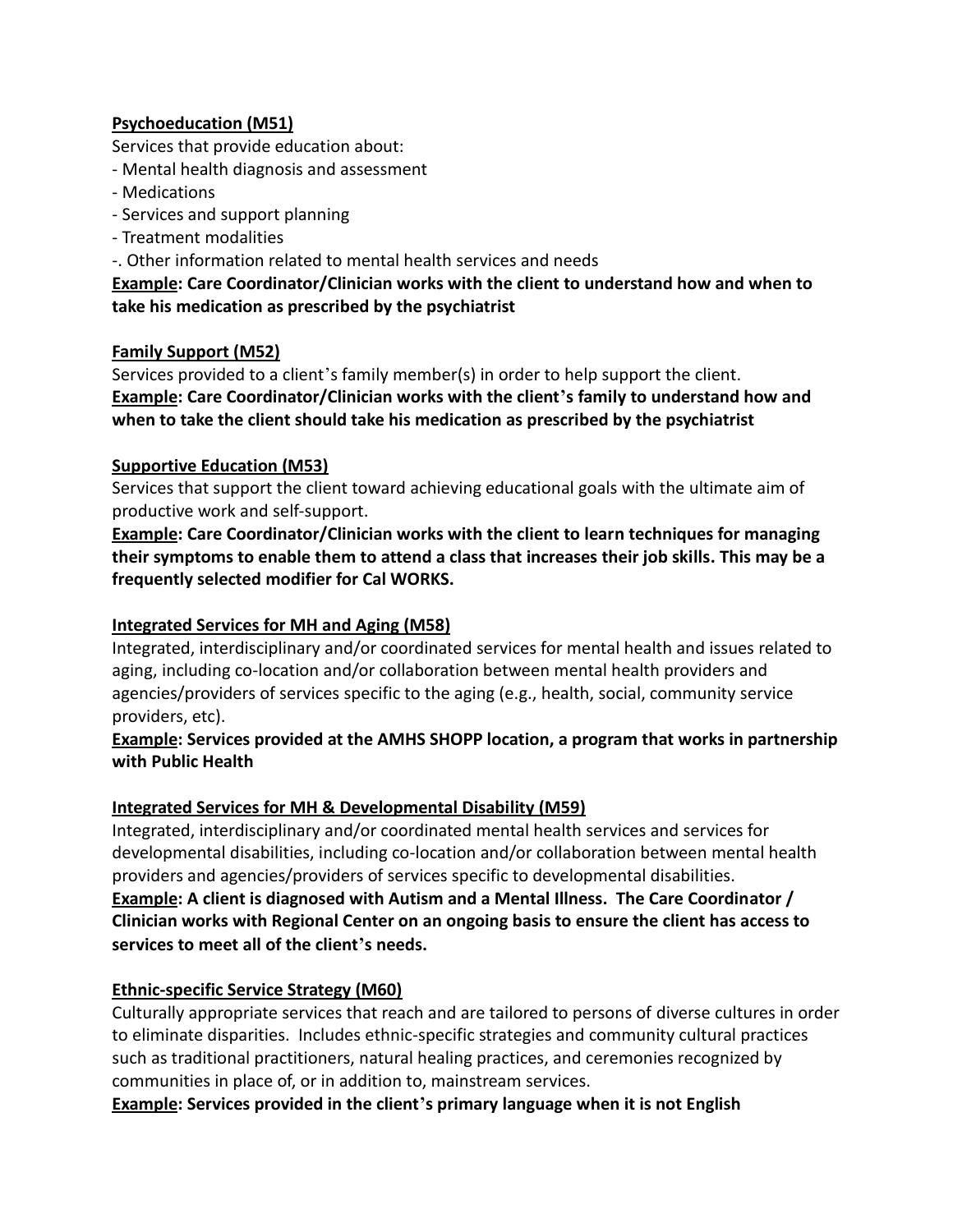<u>**Psychoeducation (M51)**</u>

Services that provide education about:

- Mental health diagnosis and assessment
- Medications
- Services and support planning
- Treatment modalities
-. Other information related to mental health services and needs

**<u>Example</u>: Care Coordinator/Clinician works with the client to understand how and when to take his medication as prescribed by the psychiatrist**

<u>**Family Support (M52)**</u>

Services provided to a client's family member(s) in order to help support the client.

**<u>Example</u>: Care Coordinator/Clinician works with the client's family to understand how and when to take the client should take his medication as prescribed by the psychiatrist**

<u>**Supportive Education (M53)**</u>

Services that support the client toward achieving educational goals with the ultimate aim of productive work and self-support.

**<u>Example</u>: Care Coordinator/Clinician works with the client to learn techniques for managing their symptoms to enable them to attend a class that increases their job skills. This may be a frequently selected modifier for Cal WORKS.**

<u>**Integrated Services for MH and Aging (M58)**</u>

Integrated, interdisciplinary and/or coordinated services for mental health and issues related to aging, including co-location and/or collaboration between mental health providers and agencies/providers of services specific to the aging (e.g., health, social, community service providers, etc).

**<u>Example</u>: Services provided at the AMHS SHOPP location, a program that works in partnership with Public Health**

<u>**Integrated Services for MH & Developmental Disability (M59)**</u>

Integrated, interdisciplinary and/or coordinated mental health services and services for developmental disabilities, including co-location and/or collaboration between mental health providers and agencies/providers of services specific to developmental disabilities.

**<u>Example</u>: A client is diagnosed with Autism and a Mental Illness. The Care Coordinator / Clinician works with Regional Center on an ongoing basis to ensure the client has access to services to meet all of the client's needs.**

<u>**Ethnic-specific Service Strategy (M60)**</u>

Culturally appropriate services that reach and are tailored to persons of diverse cultures in order to eliminate disparities. Includes ethnic-specific strategies and community cultural practices such as traditional practitioners, natural healing practices, and ceremonies recognized by communities in place of, or in addition to, mainstream services.

**<u>Example</u>: Services provided in the client's primary language when it is not English**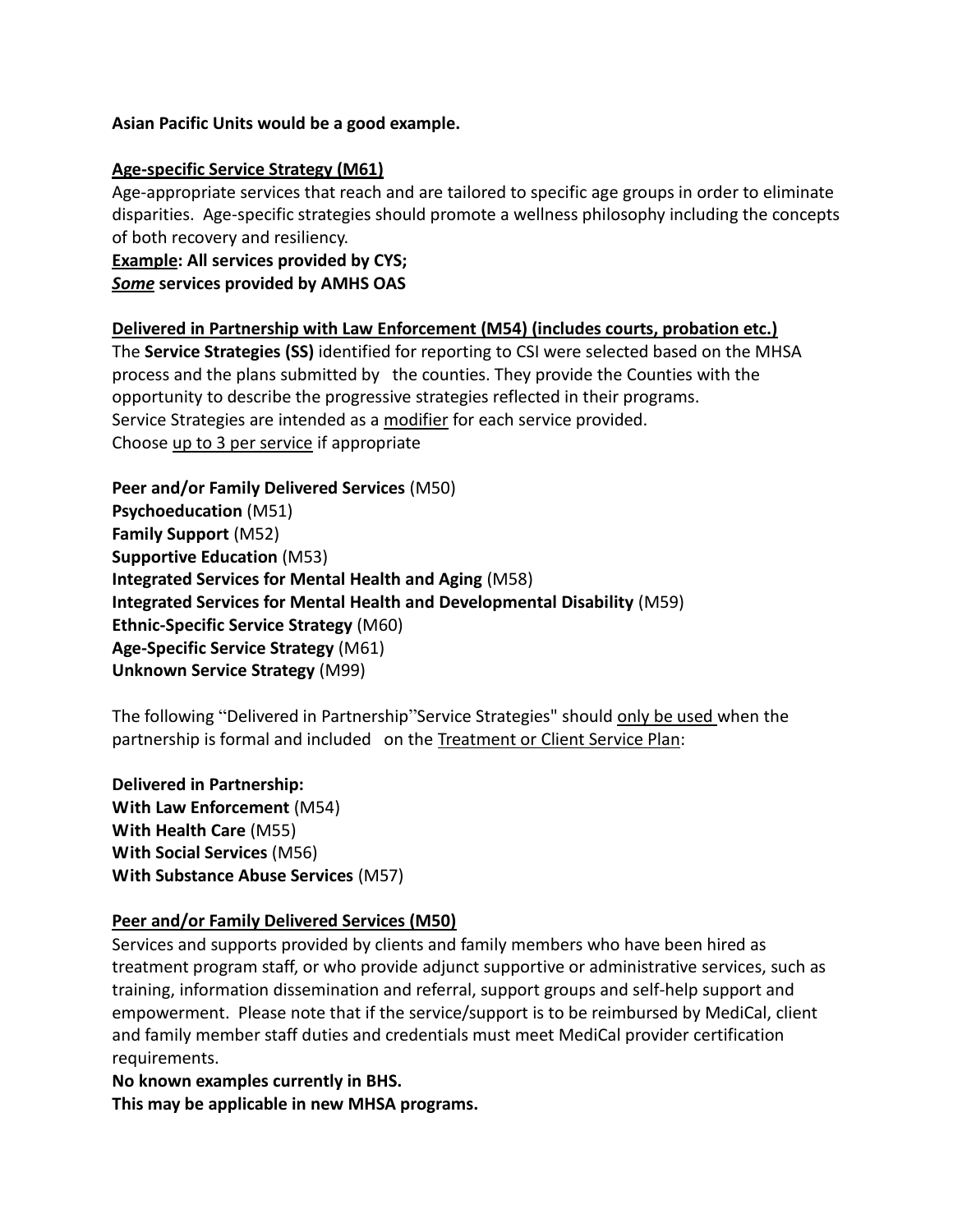**Asian Pacific Units would be a good example.**

**<u>Age-specific Service Strategy (M61)</u>**

Age-appropriate services that reach and are tailored to specific age groups in order to eliminate disparities. Age-specific strategies should promote a wellness philosophy including the concepts of both recovery and resiliency.

**<u>Example</u>: All services provided by CYS;**
***<u>Some</u>* services provided by AMHS OAS**

**<u>Delivered in Partnership with Law Enforcement (M54) (includes courts, probation etc.)</u>**

The **Service Strategies (SS)** identified for reporting to CSI were selected based on the MHSA process and the plans submitted by the counties. They provide the Counties with the opportunity to describe the progressive strategies reflected in their programs.
Service Strategies are intended as a <u>modifier</u> for each service provided.
Choose <u>up to 3 per service</u> if appropriate

**Peer and/or Family Delivered Services** (M50)
**Psychoeducation** (M51)
**Family Support** (M52)
**Supportive Education** (M53)
**Integrated Services for Mental Health and Aging** (M58)
**Integrated Services for Mental Health and Developmental Disability** (M59)
**Ethnic-Specific Service Strategy** (M60)
**Age-Specific Service Strategy** (M61)
**Unknown Service Strategy** (M99)

The following "Delivered in Partnership" Service Strategies" should <u>only be used</u> when the partnership is formal and included on the <u>Treatment or Client Service Plan</u>:

**Delivered in Partnership:**
**With Law Enforcement** (M54)
**With Health Care** (M55)
**With Social Services** (M56)
**With Substance Abuse Services** (M57)

**<u>Peer and/or Family Delivered Services (M50)</u>**

Services and supports provided by clients and family members who have been hired as treatment program staff, or who provide adjunct supportive or administrative services, such as training, information dissemination and referral, support groups and self-help support and empowerment. Please note that if the service/support is to be reimbursed by MediCal, client and family member staff duties and credentials must meet MediCal provider certification requirements.

**No known examples currently in BHS.**
**This may be applicable in new MHSA programs.**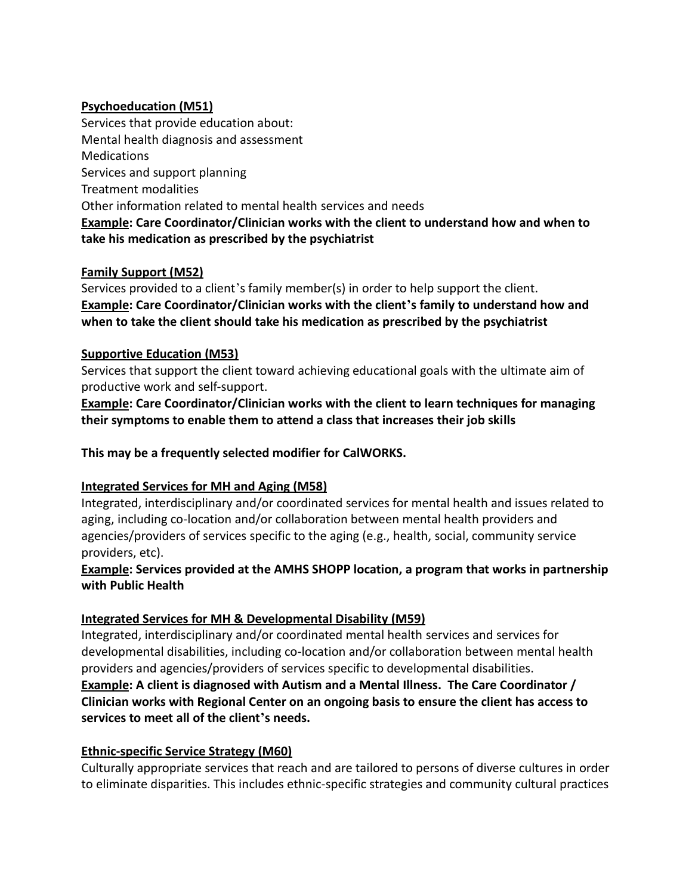**Psychoeducation (M51)**

Services that provide education about:
Mental health diagnosis and assessment
Medications
Services and support planning
Treatment modalities
Other information related to mental health services and needs

**Example: Care Coordinator/Clinician works with the client to understand how and when to take his medication as prescribed by the psychiatrist**

**Family Support (M52)**

Services provided to a client's family member(s) in order to help support the client.

**Example: Care Coordinator/Clinician works with the client's family to understand how and when to take the client should take his medication as prescribed by the psychiatrist**

**Supportive Education (M53)**

Services that support the client toward achieving educational goals with the ultimate aim of productive work and self-support.

**Example: Care Coordinator/Clinician works with the client to learn techniques for managing their symptoms to enable them to attend a class that increases their job skills**

**This may be a frequently selected modifier for CalWORKS.**

**Integrated Services for MH and Aging (M58)**

Integrated, interdisciplinary and/or coordinated services for mental health and issues related to aging, including co-location and/or collaboration between mental health providers and agencies/providers of services specific to the aging (e.g., health, social, community service providers, etc).

**Example: Services provided at the AMHS SHOPP location, a program that works in partnership with Public Health**

**Integrated Services for MH & Developmental Disability (M59)**

Integrated, interdisciplinary and/or coordinated mental health services and services for developmental disabilities, including co-location and/or collaboration between mental health providers and agencies/providers of services specific to developmental disabilities.

**Example: A client is diagnosed with Autism and a Mental Illness. The Care Coordinator / Clinician works with Regional Center on an ongoing basis to ensure the client has access to services to meet all of the client's needs.**

**Ethnic-specific Service Strategy (M60)**

Culturally appropriate services that reach and are tailored to persons of diverse cultures in order to eliminate disparities. This includes ethnic-specific strategies and community cultural practices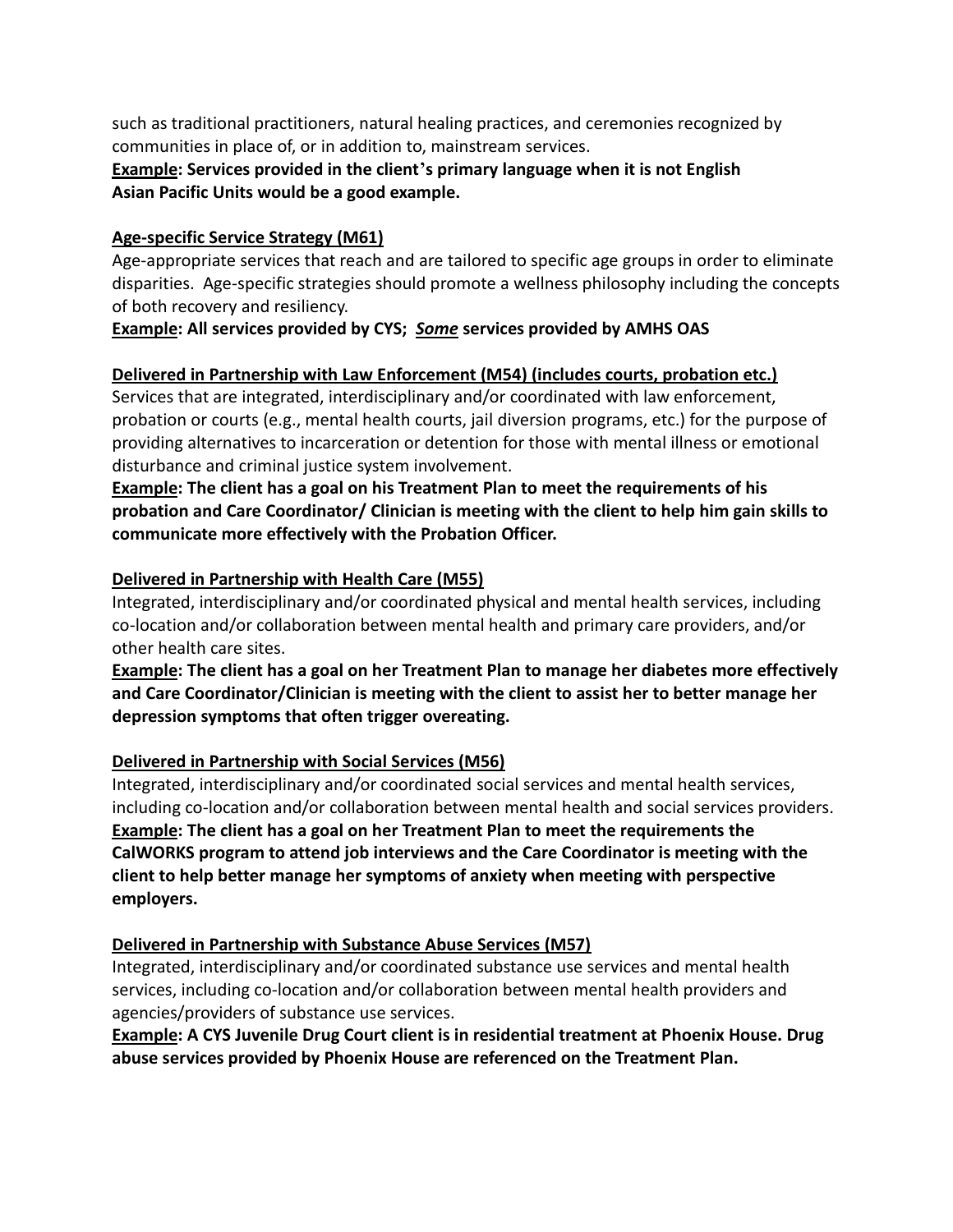such as traditional practitioners, natural healing practices, and ceremonies recognized by communities in place of, or in addition to, mainstream services.

**<u>Example</u>: Services provided in the client's primary language when it is not English Asian Pacific Units would be a good example.**

**<u>Age-specific Service Strategy (M61)</u>**

Age-appropriate services that reach and are tailored to specific age groups in order to eliminate disparities. Age-specific strategies should promote a wellness philosophy including the concepts of both recovery and resiliency.

**<u>Example</u>: All services provided by CYS; *<u>Some</u>* services provided by AMHS OAS**

**<u>Delivered in Partnership with Law Enforcement (M54) (includes courts, probation etc.)</u>**

Services that are integrated, interdisciplinary and/or coordinated with law enforcement, probation or courts (e.g., mental health courts, jail diversion programs, etc.) for the purpose of providing alternatives to incarceration or detention for those with mental illness or emotional disturbance and criminal justice system involvement.

**<u>Example</u>: The client has a goal on his Treatment Plan to meet the requirements of his probation and Care Coordinator/ Clinician is meeting with the client to help him gain skills to communicate more effectively with the Probation Officer.**

**<u>Delivered in Partnership with Health Care (M55)</u>**

Integrated, interdisciplinary and/or coordinated physical and mental health services, including co-location and/or collaboration between mental health and primary care providers, and/or other health care sites.

**<u>Example</u>: The client has a goal on her Treatment Plan to manage her diabetes more effectively and Care Coordinator/Clinician is meeting with the client to assist her to better manage her depression symptoms that often trigger overeating.**

**<u>Delivered in Partnership with Social Services (M56)</u>**

Integrated, interdisciplinary and/or coordinated social services and mental health services, including co-location and/or collaboration between mental health and social services providers.

**<u>Example</u>: The client has a goal on her Treatment Plan to meet the requirements the CalWORKS program to attend job interviews and the Care Coordinator is meeting with the client to help better manage her symptoms of anxiety when meeting with perspective employers.**

**<u>Delivered in Partnership with Substance Abuse Services (M57)</u>**

Integrated, interdisciplinary and/or coordinated substance use services and mental health services, including co-location and/or collaboration between mental health providers and agencies/providers of substance use services.

**<u>Example</u>: A CYS Juvenile Drug Court client is in residential treatment at Phoenix House. Drug abuse services provided by Phoenix House are referenced on the Treatment Plan.**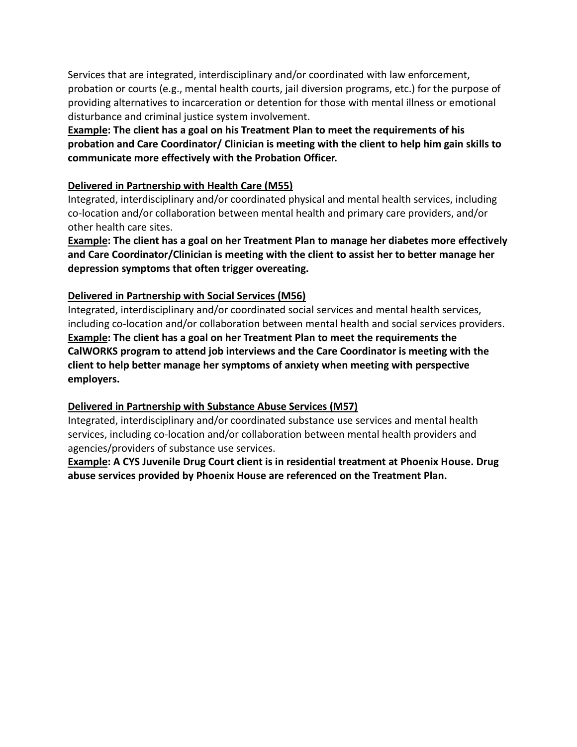Services that are integrated, interdisciplinary and/or coordinated with law enforcement, probation or courts (e.g., mental health courts, jail diversion programs, etc.) for the purpose of providing alternatives to incarceration or detention for those with mental illness or emotional disturbance and criminal justice system involvement.

**Example: The client has a goal on his Treatment Plan to meet the requirements of his probation and Care Coordinator/ Clinician is meeting with the client to help him gain skills to communicate more effectively with the Probation Officer.**

**Delivered in Partnership with Health Care (M55)**

Integrated, interdisciplinary and/or coordinated physical and mental health services, including co-location and/or collaboration between mental health and primary care providers, and/or other health care sites.

**Example: The client has a goal on her Treatment Plan to manage her diabetes more effectively and Care Coordinator/Clinician is meeting with the client to assist her to better manage her depression symptoms that often trigger overeating.**

**Delivered in Partnership with Social Services (M56)**

Integrated, interdisciplinary and/or coordinated social services and mental health services, including co-location and/or collaboration between mental health and social services providers.

**Example: The client has a goal on her Treatment Plan to meet the requirements the CalWORKS program to attend job interviews and the Care Coordinator is meeting with the client to help better manage her symptoms of anxiety when meeting with perspective employers.**

**Delivered in Partnership with Substance Abuse Services (M57)**

Integrated, interdisciplinary and/or coordinated substance use services and mental health services, including co-location and/or collaboration between mental health providers and agencies/providers of substance use services.

**Example: A CYS Juvenile Drug Court client is in residential treatment at Phoenix House. Drug abuse services provided by Phoenix House are referenced on the Treatment Plan.**